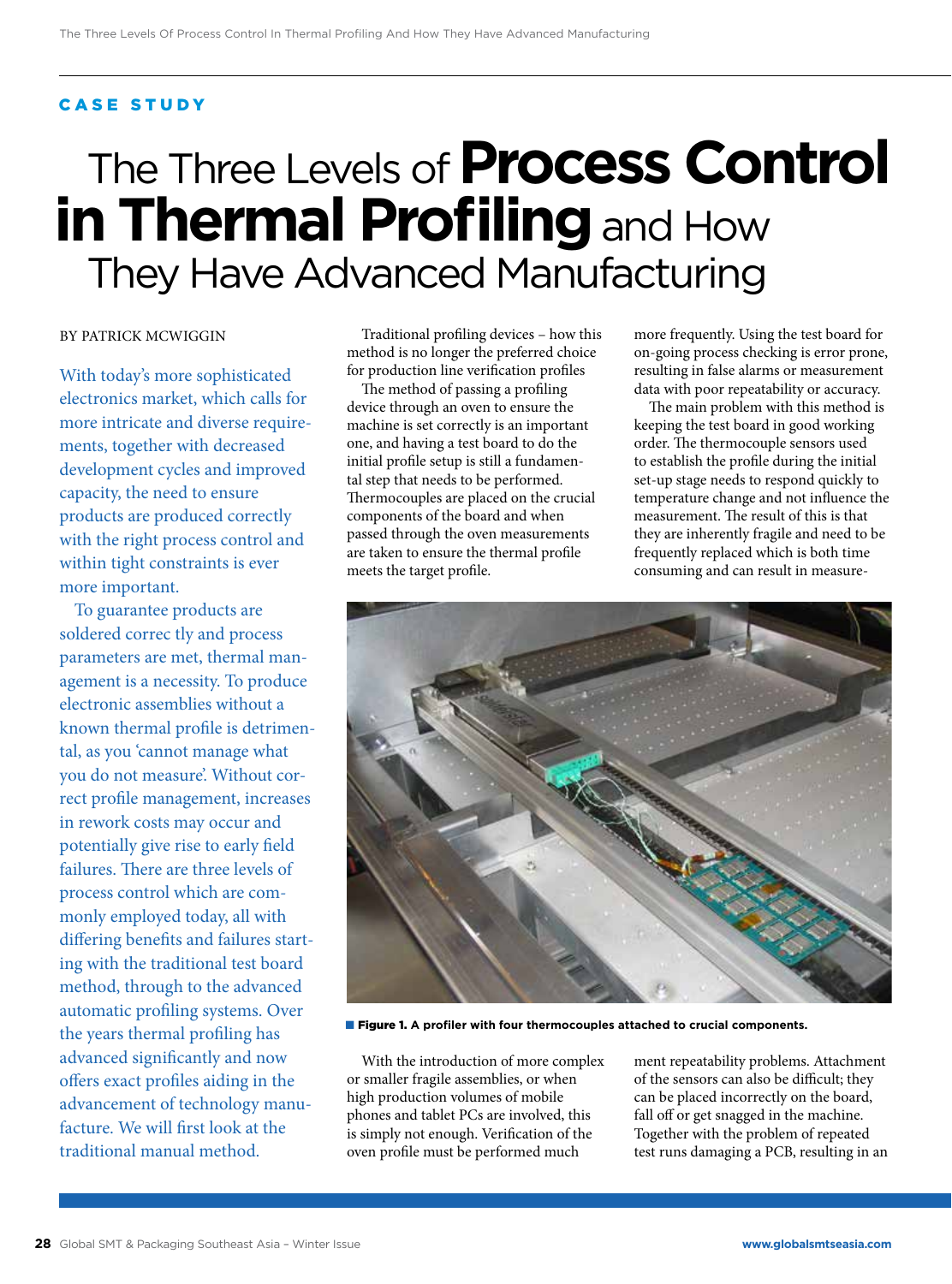**CASE STUDY**

# The Three Levels of **Process Control in Thermal Profiling** and How They Have Advanced Manufacturing

BY PATRICK MCWIGGIN

With today's more sophisticated electronics market, which calls for more intricate and diverse requirements, together with decreased development cycles and improved capacity, the need to ensure products are produced correctly with the right process control and within tight constraints is ever more important.

To guarantee products are soldered correc tly and process parameters are met, thermal management is a necessity. To produce electronic assemblies without a known thermal profile is detrimental, as you 'cannot manage what you do not measure'. Without correct profile management, increases in rework costs may occur and potentially give rise to early field failures. There are three levels of process control which are commonly employed today, all with differing benefits and failures starting with the traditional test board method, through to the advanced automatic profiling systems. Over the years thermal profiling has advanced significantly and now offers exact profiles aiding in the advancement of technology manufacture. We will first look at the traditional manual method.

Traditional profiling devices – how this method is no longer the preferred choice for production line verification profiles

The method of passing a profiling device through an oven to ensure the machine is set correctly is an important one, and having a test board to do the initial profile setup is still a fundamental step that needs to be performed. Thermocouples are placed on the crucial components of the board and when passed through the oven measurements are taken to ensure the thermal profile meets the target profile.

With the introduction of more complex or smaller fragile assemblies, or when high production volumes of mobile phones and tablet PCs are involved, this is simply not enough. Verification of the oven profile must be performed much more frequently. Using the test board for on-going process checking is error prone, resulting in false alarms or measurement data with poor repeatability or accuracy.

The main problem with this method is keeping the test board in good working order. The thermocouple sensors used to establish the profile during the initial set-up stage needs to respond quickly to temperature change and not influence the measurement. The result of this is that they are inherently fragile and need to be frequently replaced which is both time consuming and can result in measurement repeatability problems. Attachment of the sensors can also be difficult; they can be placed incorrectly on the board, fall off or get snagged in the machine. Together with the problem of repeated test runs damaging a PCB, resulting in an

**Figure 1.** A profiler with four thermocouples attached to crucial components.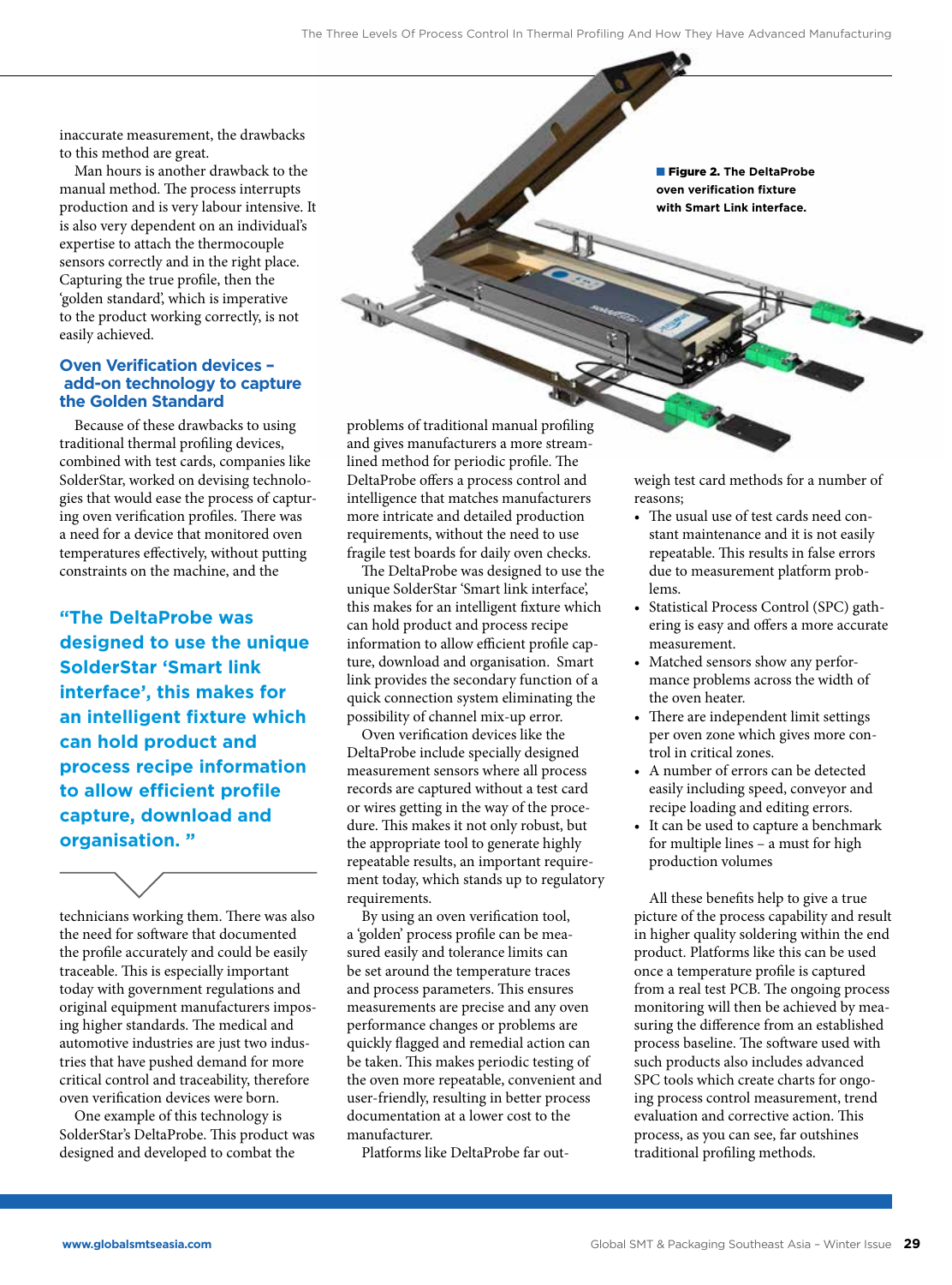inaccurate measurement, the drawbacks to this method are great.

Man hours is another drawback to the manual method. The process interrupts production and is very labour intensive. It is also very dependent on an individual's expertise to attach the thermocouple sensors correctly and in the right place. Capturing the true profile, then the 'golden standard', which is imperative to the product working correctly, is not easily achieved.

## Oven Verification devices – add-on technology to capture the Golden Standard

Because of these drawbacks to using traditional thermal profiling devices, combined with test cards, companies like SolderStar, worked on devising technologies that would ease the process of capturing oven verification profiles. There was a need for a device that monitored oven temperatures effectively, without putting constraints on the machine, and the technicians working them. There was also the need for software that documented the profile accurately and could be easily traceable. This is especially important today with government regulations and original equipment manufacturers imposing higher standards. The medical and automotive industries are just two industries that have pushed demand for more critical control and traceability, therefore oven verification devices were born.

> **"The DeltaProbe was designed to use the unique SolderStar 'Smart link interface', this makes for an intelligent fixture which can hold product and process recipe information to allow efficient profile capture, download and organisation. "**

One example of this technology is SolderStar's DeltaProbe. This product was designed and developed to combat the problems of traditional manual profiling and gives manufacturers a more streamlined method for periodic profile. The DeltaProbe offers a process control and intelligence that matches manufacturers more intricate and detailed production requirements, without the need to use fragile test boards for daily oven checks.

**Figure 2. The DeltaProbe oven verification fixture with Smart Link interface.**

The DeltaProbe was designed to use the unique SolderStar 'Smart link interface', this makes for an intelligent fixture which can hold product and process recipe information to allow efficient profile capture, download and organisation. Smart link provides the secondary function of a quick connection system eliminating the possibility of channel mix-up error.

Oven verification devices like the DeltaProbe include specially designed measurement sensors where all process records are captured without a test card or wires getting in the way of the procedure. This makes it not only robust, but the appropriate tool to generate highly repeatable results, an important requirement today, which stands up to regulatory requirements.

By using an oven verification tool, a 'golden' process profile can be measured easily and tolerance limits can be set around the temperature traces and process parameters. This ensures measurements are precise and any oven performance changes or problems are quickly flagged and remedial action can be taken. This makes periodic testing of the oven more repeatable, convenient and user-friendly, resulting in better process documentation at a lower cost to the manufacturer.

Platforms like DeltaProbe far outweigh test card methods for a number of reasons;

- The usual use of test cards need constant maintenance and it is not easily repeatable. This results in false errors due to measurement platform problems.
- Statistical Process Control (SPC) gathering is easy and offers a more accurate measurement.
- Matched sensors show any performance problems across the width of the oven heater.
- There are independent limit settings per oven zone which gives more control in critical zones.
- A number of errors can be detected easily including speed, conveyor and recipe loading and editing errors.
- It can be used to capture a benchmark for multiple lines – a must for high production volumes

All these benefits help to give a true picture of the process capability and result in higher quality soldering within the end product. Platforms like this can be used once a temperature profile is captured from a real test PCB. The ongoing process monitoring will then be achieved by measuring the difference from an established process baseline. The software used with such products also includes advanced SPC tools which create charts for ongoing process control measurement, trend evaluation and corrective action. This process, as you can see, far outshines traditional profiling methods.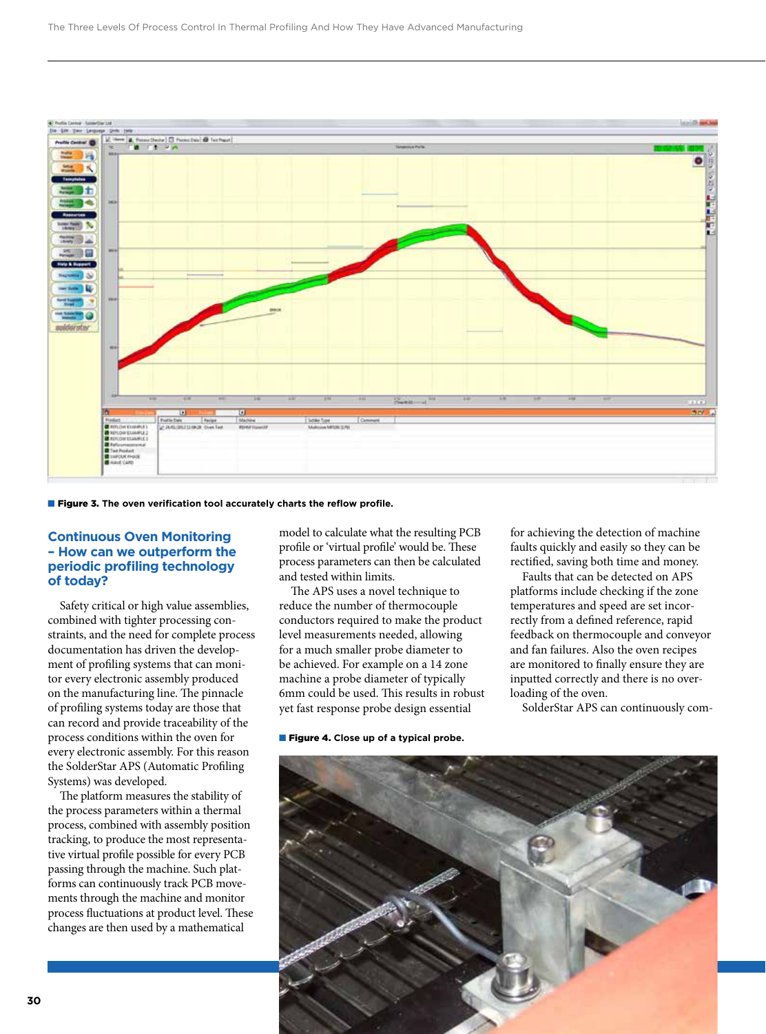■ **Figure 3. The oven verification tool accurately charts the reflow profile.**

## Continuous Oven Monitoring – How can we outperform the periodic profiling technology of today?

Safety critical or high value assemblies, combined with tighter processing constraints, and the need for complete process documentation has driven the development of profiling systems that can monitor every electronic assembly produced on the manufacturing line. The pinnacle of profiling systems today are those that can record and provide traceability of the process conditions within the oven for every electronic assembly. For this reason the SolderStar APS (Automatic Profiling Systems) was developed.

The platform measures the stability of the process parameters within a thermal process, combined with assembly position tracking, to produce the most representative virtual profile possible for every PCB passing through the machine. Such platforms can continuously track PCB movements through the machine and monitor process fluctuations at product level. These changes are then used by a mathematical model to calculate what the resulting PCB profile or 'virtual profile' would be. These process parameters can then be calculated and tested within limits.

The APS uses a novel technique to reduce the number of thermocouple conductors required to make the product level measurements needed, allowing for a much smaller probe diameter to be achieved. For example on a 14 zone machine a probe diameter of typically 6mm could be used. This results in robust yet fast response probe design essential for achieving the detection of machine faults quickly and easily so they can be rectified, saving both time and money.

Faults that can be detected on APS platforms include checking if the zone temperatures and speed are set incorrectly from a defined reference, rapid feedback on thermocouple and conveyor and fan failures. Also the oven recipes are monitored to finally ensure they are inputted correctly and there is no overloading of the oven.

SolderStar APS can continuously com-

■ **Figure 4. Close up of a typical probe.**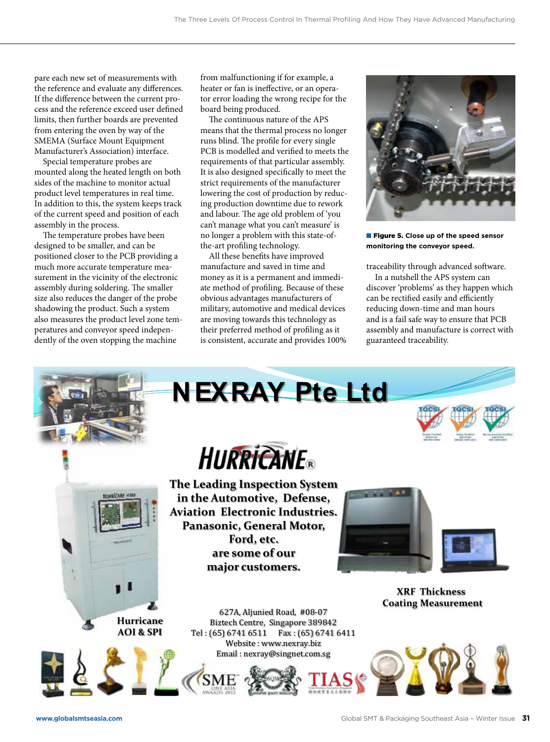pare each new set of measurements with the reference and evaluate any differences. If the difference between the current process and the reference exceed user defined limits, then further boards are prevented from entering the oven by way of the SMEMA (Surface Mount Equipment Manufacturer's Association) interface.

Special temperature probes are mounted along the heated length on both sides of the machine to monitor actual product level temperatures in real time. In addition to this, the system keeps track of the current speed and position of each assembly in the process.

The temperature probes have been designed to be smaller, and can be positioned closer to the PCB providing a much more accurate temperature measurement in the vicinity of the electronic assembly during soldering. The smaller size also reduces the danger of the probe shadowing the product. Such a system also measures the product level zone temperatures and conveyor speed independently of the oven stopping the machine from malfunctioning if for example, a heater or fan is ineffective, or an operator error loading the wrong recipe for the board being produced.

The continuous nature of the APS means that the thermal process no longer runs blind. The profile for every single PCB is modelled and verified to meets the requirements of that particular assembly. It is also designed specifically to meet the strict requirements of the manufacturer lowering the cost of production by reducing production downtime due to rework and labour. The age old problem of 'you can't manage what you can't measure' is no longer a problem with this state-of-the-art profiling technology.

All these benefits have improved manufacture and saved in time and money as it is a permanent and immediate method of profiling. Because of these obvious advantages manufacturers of military, automotive and medical devices are moving towards this technology as their preferred method of profiling as it is consistent, accurate and provides 100% traceability through advanced software.

In a nutshell the APS system can discover 'problems' as they happen which can be rectified easily and efficiently reducing down-time and man hours and is a fail safe way to ensure that PCB assembly and manufacture is correct with guaranteed traceability.

**Figure 5. Close up of the speed sensor monitoring the conveyor speed.**

# NEXRAY Pte Ltd

HURRICANE®

**The Leading Inspection System in the Automotive, Defense, Aviation Electronic Industries. Panasonic, General Motor, Ford, etc. are some of our major customers.**

**Hurricane AOI & SPI**

**XRF Thickness Coating Measurement**

627A, Aljunied Road, #08-07
Biztech Centre, Singapore 389842
Tel : (65) 6741 6511 Fax : (65) 6741 6411
Website : www.nexray.biz
Email : nexray@singnet.com.sg